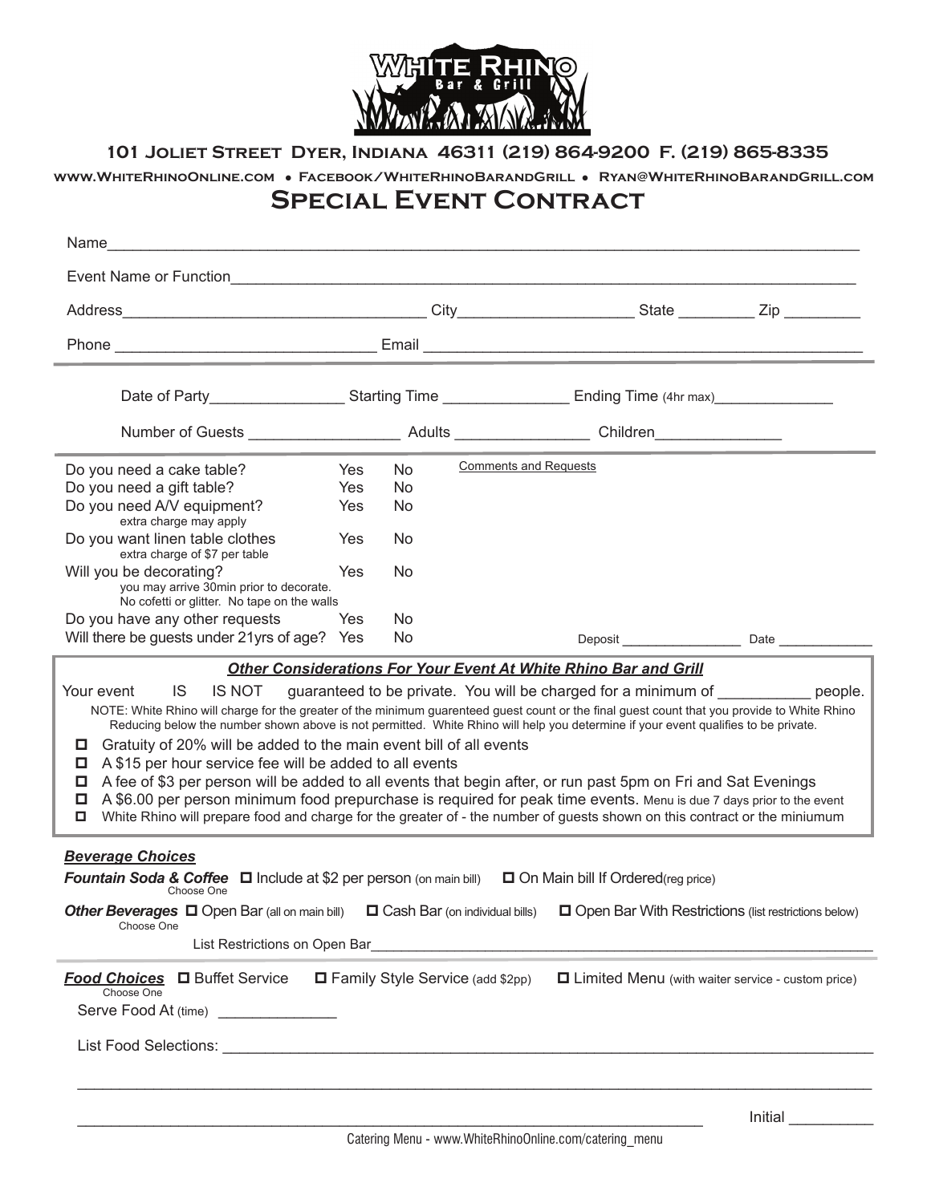# White Rhino Bar & Grill

**101 Joliet Street Dyer, Indiana 46311 (219) 864-9200 F. (219) 865-8335**

**www.WhiteRhinoOnline.com • Facebook/WhiteRhinoBarandGrill • Ryan@WhiteRhinoBarandGrill.com**

# Special Event Contract

Name_______________________________________________________________________________

Event Name or Function______________________________________________________________

Address___________________________________ City____________________ State _________ Zip _________

Phone ______________________________ Email ___________________________________________________

---

Date of Party________________ Starting Time _______________ Ending Time (4hr max)______________

Number of Guests _________________ Adults _______________ Children______________

---

| | | | Comments and Requests |
|---|---|---|---|
| Do you need a cake table? | Yes | No | |
| Do you need a gift table? | Yes | No | |
| Do you need A/V equipment? (extra charge may apply) | Yes | No | |
| Do you want linen table clothes (extra charge of $7 per table) | Yes | No | |
| Will you be decorating? (you may arrive 30min prior to decorate. No cofetti or glitter. No tape on the walls) | Yes | No | |
| Do you have any other requests | Yes | No | |
| Will there be guests under 21yrs of age? | Yes | No | Deposit ________________ Date ____________ |

***Other Considerations For Your Event At White Rhino Bar and Grill***

Your event IS IS NOT guaranteed to be private. You will be charged for a minimum of ___________ people.

NOTE: White Rhino will charge for the greater of the minimum guarenteed guest count or the final guest count that you provide to White Rhino Reducing below the number shown above is not permitted. White Rhino will help you determine if your event qualifies to be private.

- ☐ Gratuity of 20% will be added to the main event bill of all events
- ☐ A $15 per hour service fee will be added to all events
- ☐ A fee of $3 per person will be added to all events that begin after, or run past 5pm on Fri and Sat Evenings
- ☐ A $6.00 per person minimum food prepurchase is required for peak time events. Menu is due 7 days prior to the event
- ☐ White Rhino will prepare food and charge for the greater of - the number of guests shown on this contract or the miniumum

***Beverage Choices***

***Fountain Soda & Coffee*** (Choose One) ☐ Include at $2 per person (on main bill) ☐ On Main bill If Ordered(reg price)

***Other Beverages*** (Choose One) ☐ Open Bar (all on main bill) ☐ Cash Bar (on individual bills) ☐ Open Bar With Restrictions (list restrictions below)

List Restrictions on Open Bar_________________________________________________________________

---

***Food Choices*** (Choose One) ☐ Buffet Service ☐ Family Style Service (add $2pp) ☐ Limited Menu (with waiter service - custom price)

Serve Food At (time) ______________

List Food Selections: ______________________________________________________________________

___________________________________________________________________________________________

___________________________________________________________________________ Initial __________

Catering Menu - www.WhiteRhinoOnline.com/catering_menu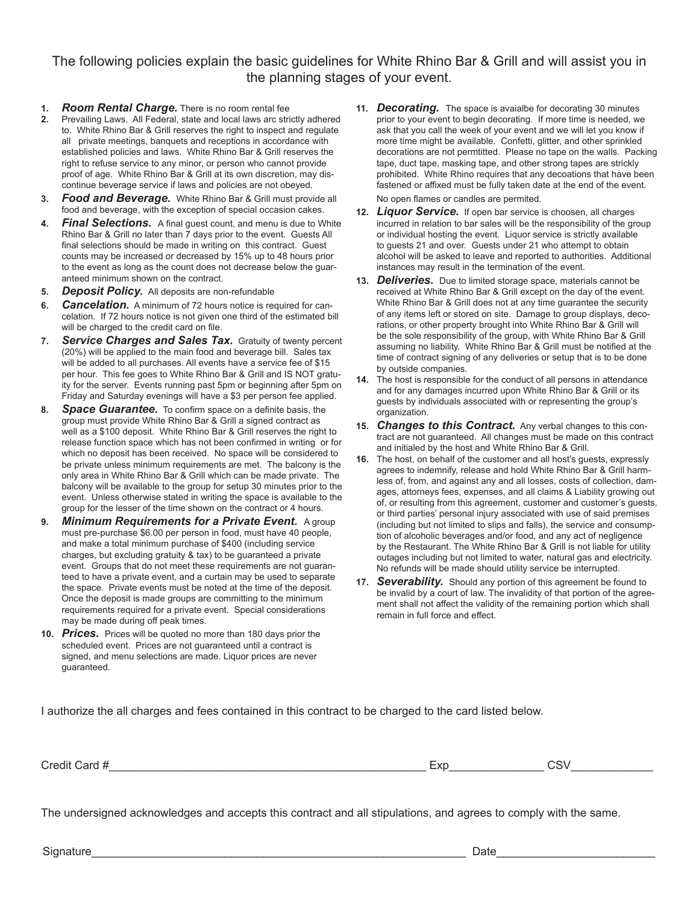The following policies explain the basic guidelines for White Rhino Bar & Grill and will assist you in the planning stages of your event.

1. ***Room Rental Charge.*** There is no room rental fee
2. Prevailing Laws. All Federal, state and local laws arc strictly adhered to. White Rhino Bar & Grill reserves the right to inspect and regulate all private meetings, banquets and receptions in accordance with established policies and laws. White Rhino Bar & Grill reserves the right to refuse service to any minor, or person who cannot provide proof of age. White Rhino Bar & Grill at its own discretion, may discontinue beverage service if laws and policies are not obeyed.
3. ***Food and Beverage.*** White Rhino Bar & Grill must provide all food and beverage, with the exception of special occasion cakes.
4. ***Final Selections.*** A final guest count, and menu is due to White Rhino Bar & Grill no later than 7 days prior to the event. Guests All final selections should be made in writing on this contract. Guest counts may be increased or decreased by 15% up to 48 hours prior to the event as long as the count does not decrease below the guaranteed minimum shown on the contract.
5. ***Deposit Policy.*** All deposits are non-refundable
6. ***Cancelation.*** A minimum of 72 hours notice is required for cancelation. If 72 hours notice is not given one third of the estimated bill will be charged to the credit card on file.
7. ***Service Charges and Sales Tax.*** Gratuity of twenty percent (20%) will be applied to the main food and beverage bill. Sales tax will be added to all purchases. All events have a service fee of $15 per hour. This fee goes to White Rhino Bar & Grill and IS NOT gratuity for the server. Events running past 5pm or beginning after 5pm on Friday and Saturday evenings will have a $3 per person fee applied.
8. ***Space Guarantee.*** To confirm space on a definite basis, the group must provide White Rhino Bar & Grill a signed contract as well as a $100 deposit. White Rhino Bar & Grill reserves the right to release function space which has not been confirmed in writing or for which no deposit has been received. No space will be considered to be private unless minimum requirements are met. The balcony is the only area in White Rhino Bar & Grill which can be made private. The balcony will be available to the group for setup 30 minutes prior to the event. Unless otherwise stated in writing the space is available to the group for the lesser of the time shown on the contract or 4 hours.
9. ***Minimum Requirements for a Private Event.*** A group must pre-purchase $6.00 per person in food, must have 40 people, and make a total minimum purchase of $400 (including service charges, but excluding gratuity & tax) to be guaranteed a private event. Groups that do not meet these requirements are not guaranteed to have a private event, and a curtain may be used to separate the space. Private events must be noted at the time of the deposit. Once the deposit is made groups are committing to the minimum requirements required for a private event. Special considerations may be made during off peak times.
10. ***Prices.*** Prices will be quoted no more than 180 days prior the scheduled event. Prices are not guaranteed until a contract is signed, and menu selections are made. Liquor prices are never guaranteed.
11. ***Decorating.*** The space is avaialbe for decorating 30 minutes prior to your event to begin decorating. If more time is needed, we ask that you call the week of your event and we will let you know if more time might be available. Confetti, glitter, and other sprinkled decorations are not permtitted. Please no tape on the walls. Packing tape, duct tape, masking tape, and other strong tapes are strickly prohibited. White Rhino requires that any decoations that have been fastened or affixed must be fully taken date at the end of the event.

    No open flames or candles are permited.
12. ***Liquor Service.*** If open bar service is choosen, all charges incurred in relation to bar sales will be the responsibility of the group or individual hosting the event. Liquor service is strictly available to guests 21 and over. Guests under 21 who attempt to obtain alcohol will be asked to leave and reported to authorities. Additional instances may result in the termination of the event.
13. ***Deliveries.*** Due to limited storage space, materials cannot be received at White Rhino Bar & Grill except on the day of the event. White Rhino Bar & Grill does not at any time guarantee the security of any items left or stored on site. Damage to group displays, decorations, or other property brought into White Rhino Bar & Grill will be the sole responsibility of the group, with White Rhino Bar & Grill assuming no liability. White Rhino Bar & Grill must be notified at the time of contract signing of any deliveries or setup that is to be done by outside companies.
14. The host is responsible for the conduct of all persons in attendance and for any damages incurred upon White Rhino Bar & Grill or its guests by individuals associated with or representing the group's organization.
15. ***Changes to this Contract.*** Any verbal changes to this contract are not guaranteed. All changes must be made on this contract and initialed by the host and White Rhino Bar & Grill.
16. The host, on behalf of the customer and all host's guests, expressly agrees to indemnify, release and hold White Rhino Bar & Grill harmless of, from, and against any and all losses, costs of collection, damages, attorneys fees, expenses, and all claims & Liability growing out of, or resulting from this agreement, customer and customer's guests, or third parties' personal injury associated with use of said premises (including but not limited to slips and falls), the service and consumption of alcoholic beverages and/or food, and any act of negligence by the Restaurant. The White Rhino Bar & Grill is not liable for utility outages including but not limited to water, natural gas and electricity. No refunds will be made should utility service be interrupted.
17. ***Severability.*** Should any portion of this agreement be found to be invalid by a court of law. The invalidity of that portion of the agreement shall not affect the validity of the remaining portion which shall remain in full force and effect.

I authorize the all charges and fees contained in this contract to be charged to the card listed below.

Credit Card #____________________________________________________ Exp_______________ CSV_____________

The undersigned acknowledges and accepts this contract and all stipulations, and agrees to comply with the same.

Signature______________________________________________________________ Date_________________________